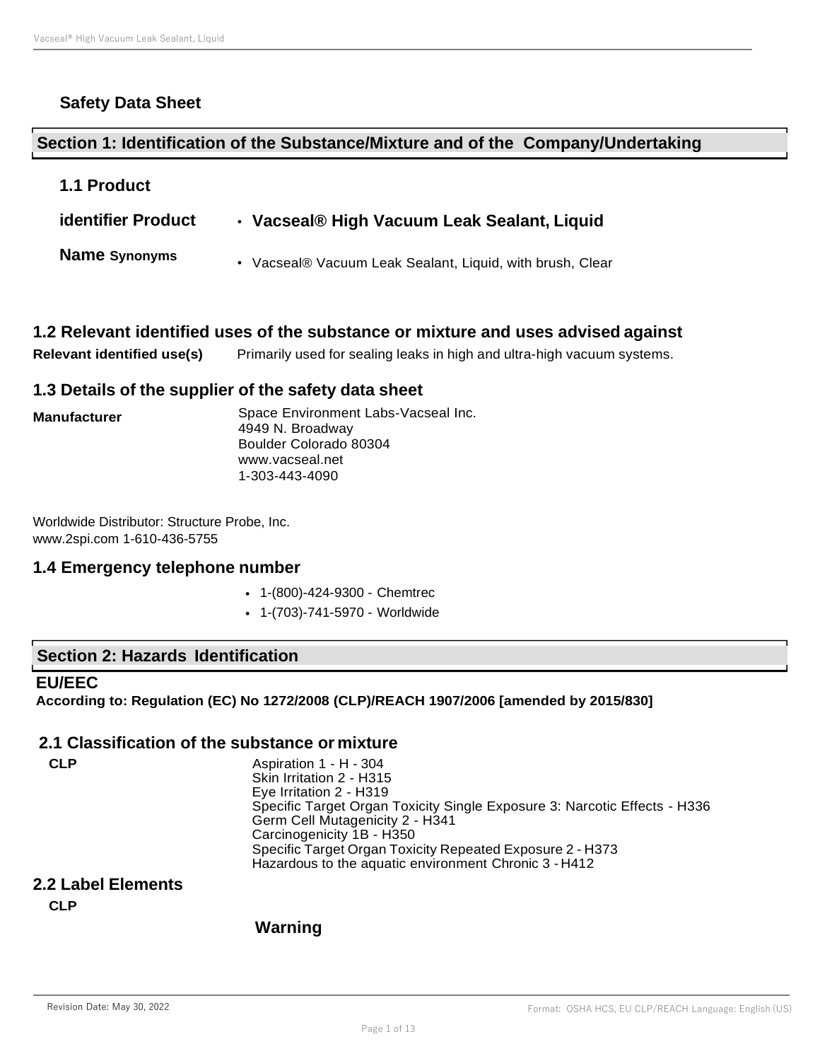## Safety Data Sheet

## Section 1: Identification of the Substance/Mixture and of the Company/Undertaking

### 1.1 Product identifier

| | |
|---|---|
| **Product Name** | • **Vacseal® High Vacuum Leak Sealant, Liquid** |
| **Synonyms** | • Vacseal® Vacuum Leak Sealant, Liquid, with brush, Clear |

### 1.2 Relevant identified uses of the substance or mixture and uses advised against

**Relevant identified use(s)** Primarily used for sealing leaks in high and ultra-high vacuum systems.

### 1.3 Details of the supplier of the safety data sheet

**Manufacturer**

Space Environment Labs-Vacseal Inc.
4949 N. Broadway
Boulder Colorado 80304
www.vacseal.net
1-303-443-4090

Worldwide Distributor: Structure Probe, Inc.
www.2spi.com 1-610-436-5755

### 1.4 Emergency telephone number

- 1-(800)-424-9300 - Chemtrec
- 1-(703)-741-5970 - Worldwide

## Section 2: Hazards Identification

**EU/EEC**

**According to: Regulation (EC) No 1272/2008 (CLP)/REACH 1907/2006 [amended by 2015/830]**

### 2.1 Classification of the substance or mixture

**CLP**

Aspiration 1 - H - 304
Skin Irritation 2 - H315
Eye Irritation 2 - H319
Specific Target Organ Toxicity Single Exposure 3: Narcotic Effects - H336
Germ Cell Mutagenicity 2 - H341
Carcinogenicity 1B - H350
Specific Target Organ Toxicity Repeated Exposure 2 - H373
Hazardous to the aquatic environment Chronic 3 - H412

### 2.2 Label Elements

**CLP**

**Warning**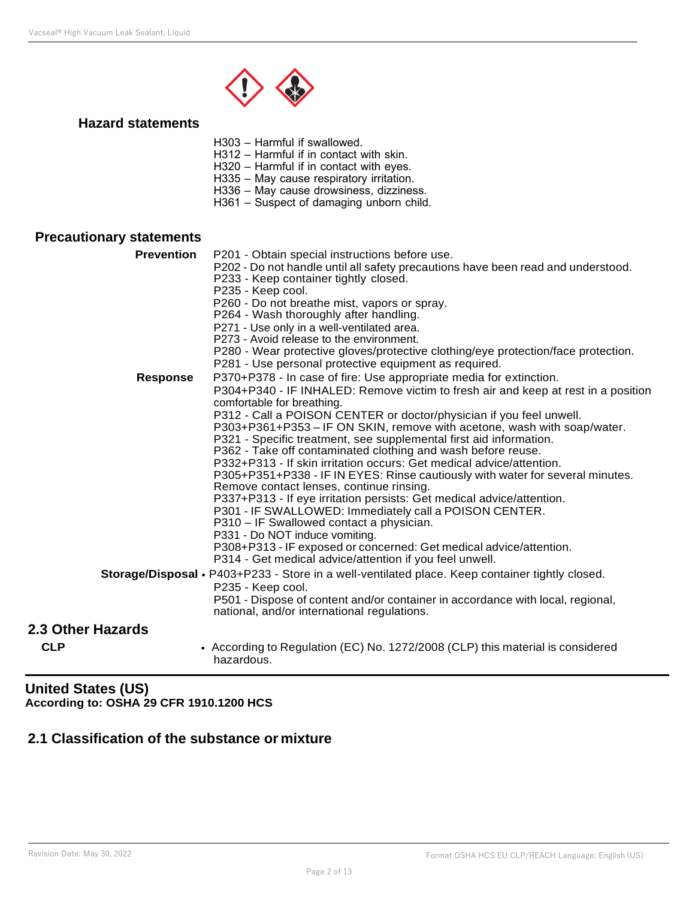### Hazard statements

H303 – Harmful if swallowed.
H312 – Harmful if in contact with skin.
H320 – Harmful if in contact with eyes.
H335 – May cause respiratory irritation.
H336 – May cause drowsiness, dizziness.
H361 – Suspect of damaging unborn child.

### Precautionary statements

**Prevention**

P201 - Obtain special instructions before use.
P202 - Do not handle until all safety precautions have been read and understood.
P233 - Keep container tightly closed.
P235 - Keep cool.
P260 - Do not breathe mist, vapors or spray.
P264 - Wash thoroughly after handling.
P271 - Use only in a well-ventilated area.
P273 - Avoid release to the environment.
P280 - Wear protective gloves/protective clothing/eye protection/face protection.
P281 - Use personal protective equipment as required.

**Response**

P370+P378 - In case of fire: Use appropriate media for extinction.
P304+P340 - IF INHALED: Remove victim to fresh air and keep at rest in a position comfortable for breathing.
P312 - Call a POISON CENTER or doctor/physician if you feel unwell.
P303+P361+P353 – IF ON SKIN, remove with acetone, wash with soap/water.
P321 - Specific treatment, see supplemental first aid information.
P362 - Take off contaminated clothing and wash before reuse.
P332+P313 - If skin irritation occurs: Get medical advice/attention.
P305+P351+P338 - IF IN EYES: Rinse cautiously with water for several minutes. Remove contact lenses, continue rinsing.
P337+P313 - If eye irritation persists: Get medical advice/attention.
P301 - IF SWALLOWED: Immediately call a POISON CENTER.
P310 – IF Swallowed contact a physician.
P331 - Do NOT induce vomiting.
P308+P313 - IF exposed or concerned: Get medical advice/attention.
P314 - Get medical advice/attention if you feel unwell.

**Storage/Disposal**

- P403+P233 - Store in a well-ventilated place. Keep container tightly closed.
  P235 - Keep cool.
  P501 - Dispose of content and/or container in accordance with local, regional, national, and/or international regulations.

## 2.3 Other Hazards

**CLP**

- According to Regulation (EC) No. 1272/2008 (CLP) this material is considered hazardous.

---

## United States (US)

**According to: OSHA 29 CFR 1910.1200 HCS**

## 2.1 Classification of the substance or mixture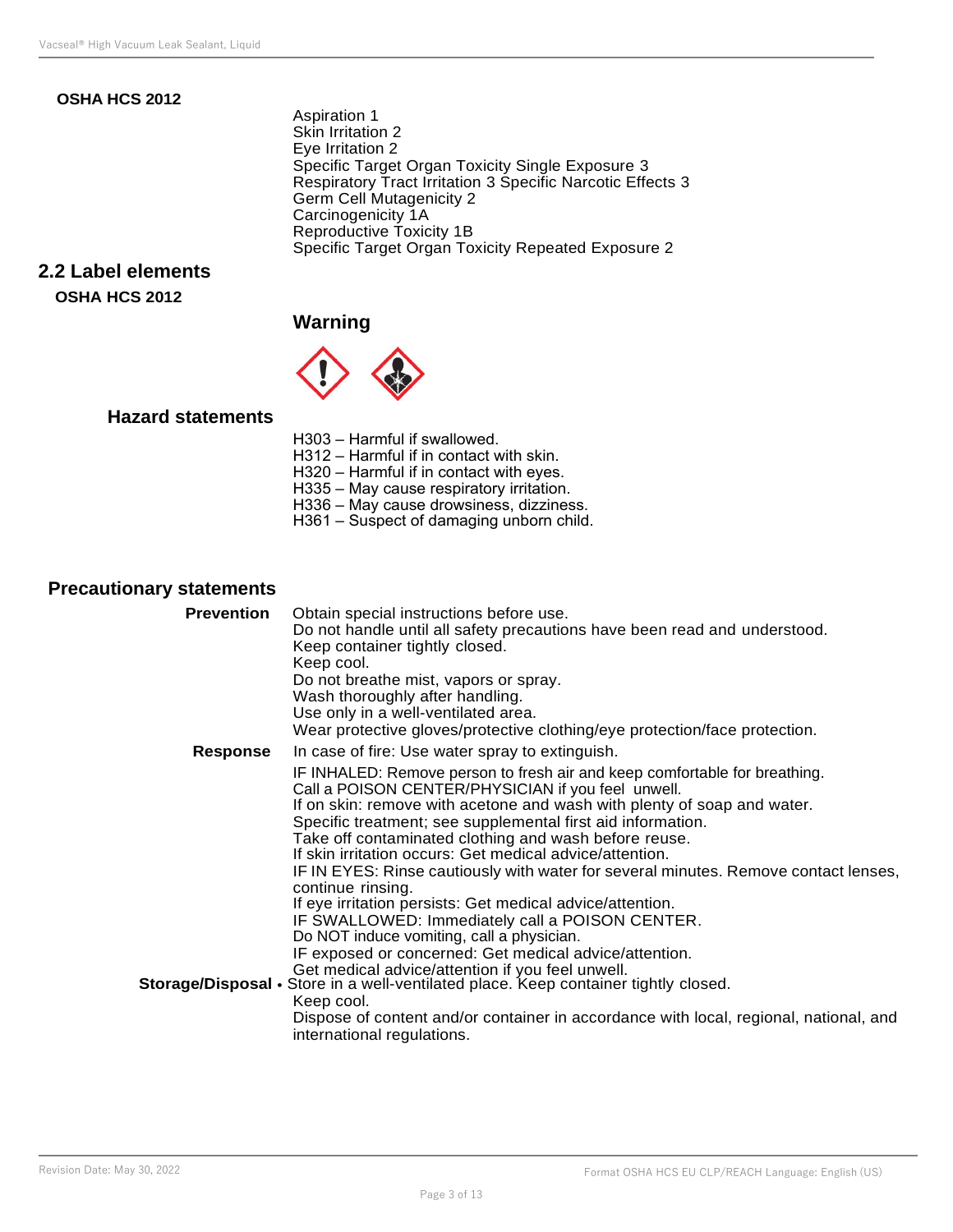**OSHA HCS 2012**

Aspiration 1
Skin Irritation 2
Eye Irritation 2
Specific Target Organ Toxicity Single Exposure 3
Respiratory Tract Irritation 3 Specific Narcotic Effects 3
Germ Cell Mutagenicity 2
Carcinogenicity 1A
Reproductive Toxicity 1B
Specific Target Organ Toxicity Repeated Exposure 2

## 2.2 Label elements

**OSHA HCS 2012**

### Warning

### Hazard statements

H303 – Harmful if swallowed.
H312 – Harmful if in contact with skin.
H320 – Harmful if in contact with eyes.
H335 – May cause respiratory irritation.
H336 – May cause drowsiness, dizziness.
H361 – Suspect of damaging unborn child.

### Precautionary statements

**Prevention**

Obtain special instructions before use.
Do not handle until all safety precautions have been read and understood.
Keep container tightly closed.
Keep cool.
Do not breathe mist, vapors or spray.
Wash thoroughly after handling.
Use only in a well-ventilated area.
Wear protective gloves/protective clothing/eye protection/face protection.

**Response**

In case of fire: Use water spray to extinguish.

IF INHALED: Remove person to fresh air and keep comfortable for breathing.
Call a POISON CENTER/PHYSICIAN if you feel unwell.
If on skin: remove with acetone and wash with plenty of soap and water.
Specific treatment; see supplemental first aid information.
Take off contaminated clothing and wash before reuse.
If skin irritation occurs: Get medical advice/attention.
IF IN EYES: Rinse cautiously with water for several minutes. Remove contact lenses, continue rinsing.
If eye irritation persists: Get medical advice/attention.
IF SWALLOWED: Immediately call a POISON CENTER.
Do NOT induce vomiting, call a physician.
IF exposed or concerned: Get medical advice/attention.
Get medical advice/attention if you feel unwell.

**Storage/Disposal**

• Store in a well-ventilated place. Keep container tightly closed.
Keep cool.
Dispose of content and/or container in accordance with local, regional, national, and international regulations.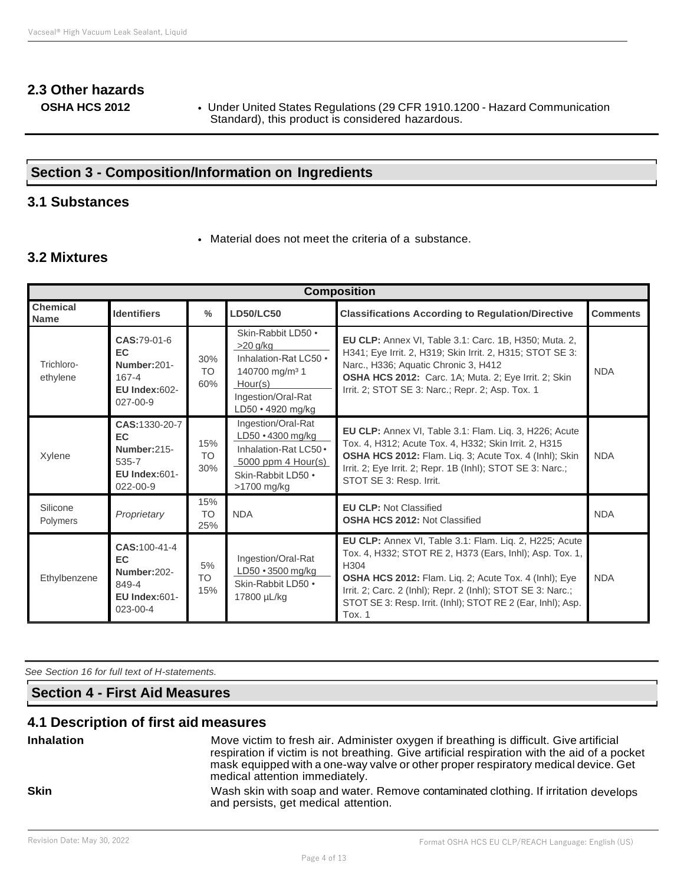## 2.3 Other hazards

**OSHA HCS 2012**

- Under United States Regulations (29 CFR 1910.1200 - Hazard Communication Standard), this product is considered hazardous.

## Section 3 - Composition/Information on Ingredients

### 3.1 Substances

- Material does not meet the criteria of a substance.

### 3.2 Mixtures

| Composition | | | | | |
|---|---|---|---|---|---|
| **Chemical Name** | **Identifiers** | **%** | **LD50/LC50** | **Classifications According to Regulation/Directive** | **Comments** |
| Trichloro-ethylene | **CAS:**79-01-6 **EC Number:**201-167-4 **EU Index:**602-027-00-9 | 30% TO 60% | Skin-Rabbit LD50 • >20 g/kg; Inhalation-Rat LC50 • 140700 mg/m³ 1 Hour(s); Ingestion/Oral-Rat LD50 • 4920 mg/kg | **EU CLP:** Annex VI, Table 3.1: Carc. 1B, H350; Muta. 2, H341; Eye Irrit. 2, H319; Skin Irrit. 2, H315; STOT SE 3: Narc., H336; Aquatic Chronic 3, H412 **OSHA HCS 2012:** Carc. 1A; Muta. 2; Eye Irrit. 2; Skin Irrit. 2; STOT SE 3: Narc.; Repr. 2; Asp. Tox. 1 | NDA |
| Xylene | **CAS:**1330-20-7 **EC Number:**215-535-7 **EU Index:**601-022-00-9 | 15% TO 30% | Ingestion/Oral-Rat LD50 • 4300 mg/kg; Inhalation-Rat LC50 • 5000 ppm 4 Hour(s); Skin-Rabbit LD50 • >1700 mg/kg | **EU CLP:** Annex VI, Table 3.1: Flam. Liq. 3, H226; Acute Tox. 4, H312; Acute Tox. 4, H332; Skin Irrit. 2, H315 **OSHA HCS 2012:** Flam. Liq. 3; Acute Tox. 4 (Inhl); Skin Irrit. 2; Eye Irrit. 2; Repr. 1B (Inhl); STOT SE 3: Narc.; STOT SE 3: Resp. Irrit. | NDA |
| Silicone Polymers | *Proprietary* | 15% TO 25% | NDA | **EU CLP:** Not Classified **OSHA HCS 2012:** Not Classified | NDA |
| Ethylbenzene | **CAS:**100-41-4 **EC Number:**202-849-4 **EU Index:**601-023-00-4 | 5% TO 15% | Ingestion/Oral-Rat LD50 • 3500 mg/kg; Skin-Rabbit LD50 • 17800 µL/kg | **EU CLP:** Annex VI, Table 3.1: Flam. Liq. 2, H225; Acute Tox. 4, H332; STOT RE 2, H373 (Ears, Inhl); Asp. Tox. 1, H304 **OSHA HCS 2012:** Flam. Liq. 2; Acute Tox. 4 (Inhl); Eye Irrit. 2; Carc. 2 (Inhl); Repr. 2 (Inhl); STOT SE 3: Narc.; STOT SE 3: Resp. Irrit. (Inhl); STOT RE 2 (Ear, Inhl); Asp. Tox. 1 | NDA |

*See Section 16 for full text of H-statements.*

## Section 4 - First Aid Measures

### 4.1 Description of first aid measures

**Inhalation**

Move victim to fresh air. Administer oxygen if breathing is difficult. Give artificial respiration if victim is not breathing. Give artificial respiration with the aid of a pocket mask equipped with a one-way valve or other proper respiratory medical device. Get medical attention immediately.

**Skin**

Wash skin with soap and water. Remove contaminated clothing. If irritation develops and persists, get medical attention.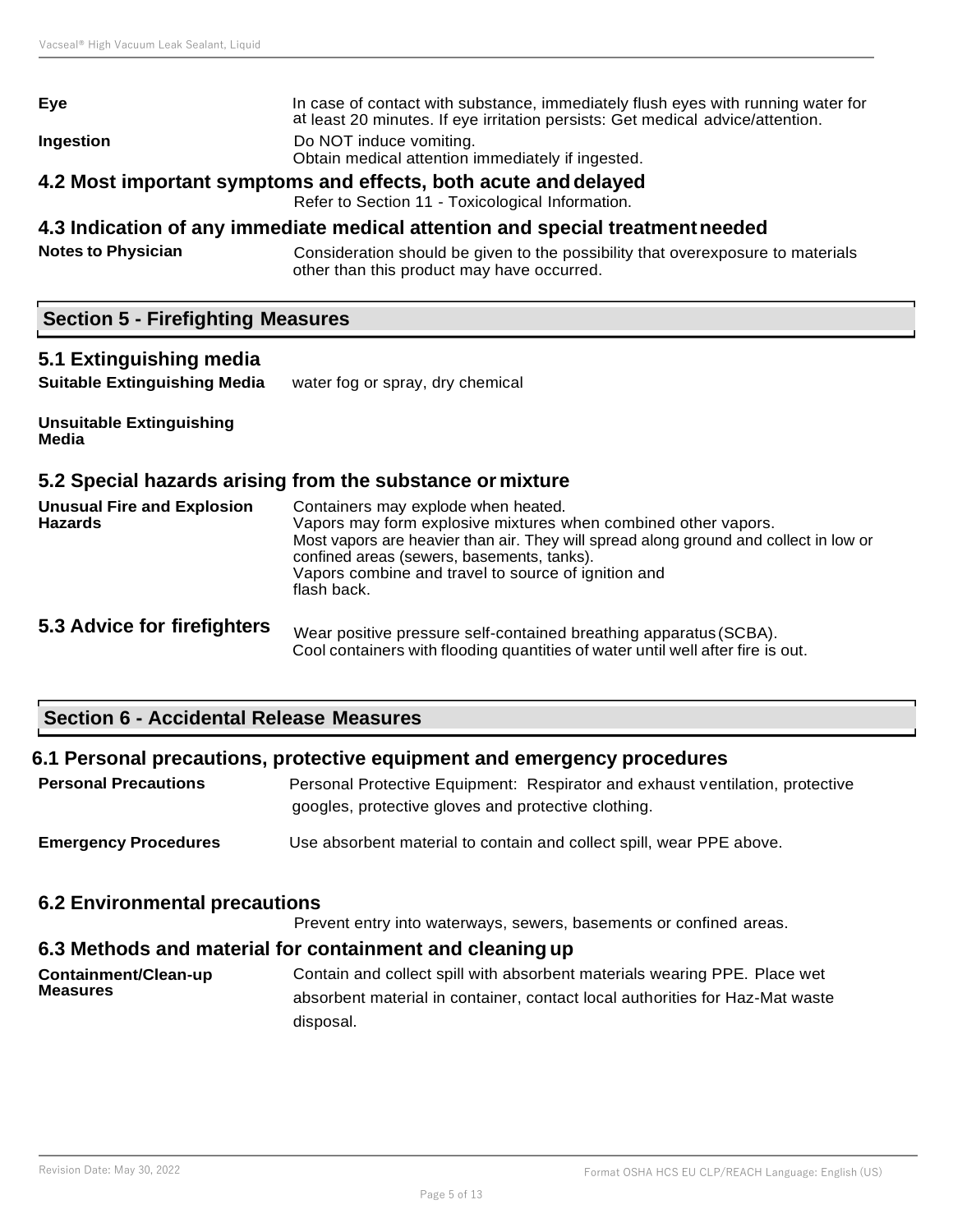**Eye**: In case of contact with substance, immediately flush eyes with running water for at least 20 minutes. If eye irritation persists: Get medical advice/attention.

**Ingestion**: Do NOT induce vomiting.
Obtain medical attention immediately if ingested.

### 4.2 Most important symptoms and effects, both acute and delayed

Refer to Section 11 - Toxicological Information.

### 4.3 Indication of any immediate medical attention and special treatment needed

**Notes to Physician**: Consideration should be given to the possibility that overexposure to materials other than this product may have occurred.

## Section 5 - Firefighting Measures

### 5.1 Extinguishing media

**Suitable Extinguishing Media**: water fog or spray, dry chemical

**Unsuitable Extinguishing Media**

### 5.2 Special hazards arising from the substance or mixture

**Unusual Fire and Explosion Hazards**: Containers may explode when heated.
Vapors may form explosive mixtures when combined other vapors.
Most vapors are heavier than air. They will spread along ground and collect in low or confined areas (sewers, basements, tanks).
Vapors combine and travel to source of ignition and flash back.

### 5.3 Advice for firefighters

Wear positive pressure self-contained breathing apparatus (SCBA).
Cool containers with flooding quantities of water until well after fire is out.

## Section 6 - Accidental Release Measures

### 6.1 Personal precautions, protective equipment and emergency procedures

**Personal Precautions**: Personal Protective Equipment: Respirator and exhaust ventilation, protective googles, protective gloves and protective clothing.

**Emergency Procedures**: Use absorbent material to contain and collect spill, wear PPE above.

### 6.2 Environmental precautions

Prevent entry into waterways, sewers, basements or confined areas.

### 6.3 Methods and material for containment and cleaning up

**Containment/Clean-up Measures**: Contain and collect spill with absorbent materials wearing PPE. Place wet absorbent material in container, contact local authorities for Haz-Mat waste disposal.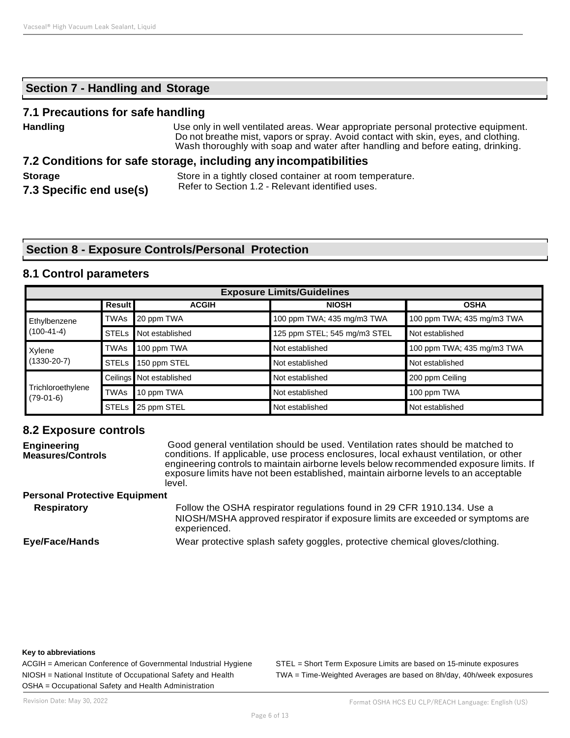## Section 7 - Handling and Storage

### 7.1 Precautions for safe handling

**Handling** Use only in well ventilated areas. Wear appropriate personal protective equipment. Do not breathe mist, vapors or spray. Avoid contact with skin, eyes, and clothing. Wash thoroughly with soap and water after handling and before eating, drinking.

### 7.2 Conditions for safe storage, including any incompatibilities

**Storage** Store in a tightly closed container at room temperature.

### 7.3 Specific end use(s)

Refer to Section 1.2 - Relevant identified uses.

## Section 8 - Exposure Controls/Personal Protection

### 8.1 Control parameters

| Exposure Limits/Guidelines | | | | |
|---|---|---|---|---|
| | **Result** | **ACGIH** | **NIOSH** | **OSHA** |
| Ethylbenzene (100-41-4) | TWAs | 20 ppm TWA | 100 ppm TWA; 435 mg/m3 TWA | 100 ppm TWA; 435 mg/m3 TWA |
| | STELs | Not established | 125 ppm STEL; 545 mg/m3 STEL | Not established |
| Xylene (1330-20-7) | TWAs | 100 ppm TWA | Not established | 100 ppm TWA; 435 mg/m3 TWA |
| | STELs | 150 ppm STEL | Not established | Not established |
| Trichloroethylene (79-01-6) | Ceilings | Not established | Not established | 200 ppm Ceiling |
| | TWAs | 10 ppm TWA | Not established | 100 ppm TWA |
| | STELs | 25 ppm STEL | Not established | Not established |

### 8.2 Exposure controls

**Engineering Measures/Controls** Good general ventilation should be used. Ventilation rates should be matched to conditions. If applicable, use process enclosures, local exhaust ventilation, or other engineering controls to maintain airborne levels below recommended exposure limits. If exposure limits have not been established, maintain airborne levels to an acceptable level.

**Personal Protective Equipment**

**Respiratory** Follow the OSHA respirator regulations found in 29 CFR 1910.134. Use a NIOSH/MSHA approved respirator if exposure limits are exceeded or symptoms are experienced.

**Eye/Face/Hands** Wear protective splash safety goggles, protective chemical gloves/clothing.

**Key to abbreviations**

ACGIH = American Conference of Governmental Industrial Hygiene
NIOSH = National Institute of Occupational Safety and Health
OSHA = Occupational Safety and Health Administration
STEL = Short Term Exposure Limits are based on 15-minute exposures
TWA = Time-Weighted Averages are based on 8h/day, 40h/week exposures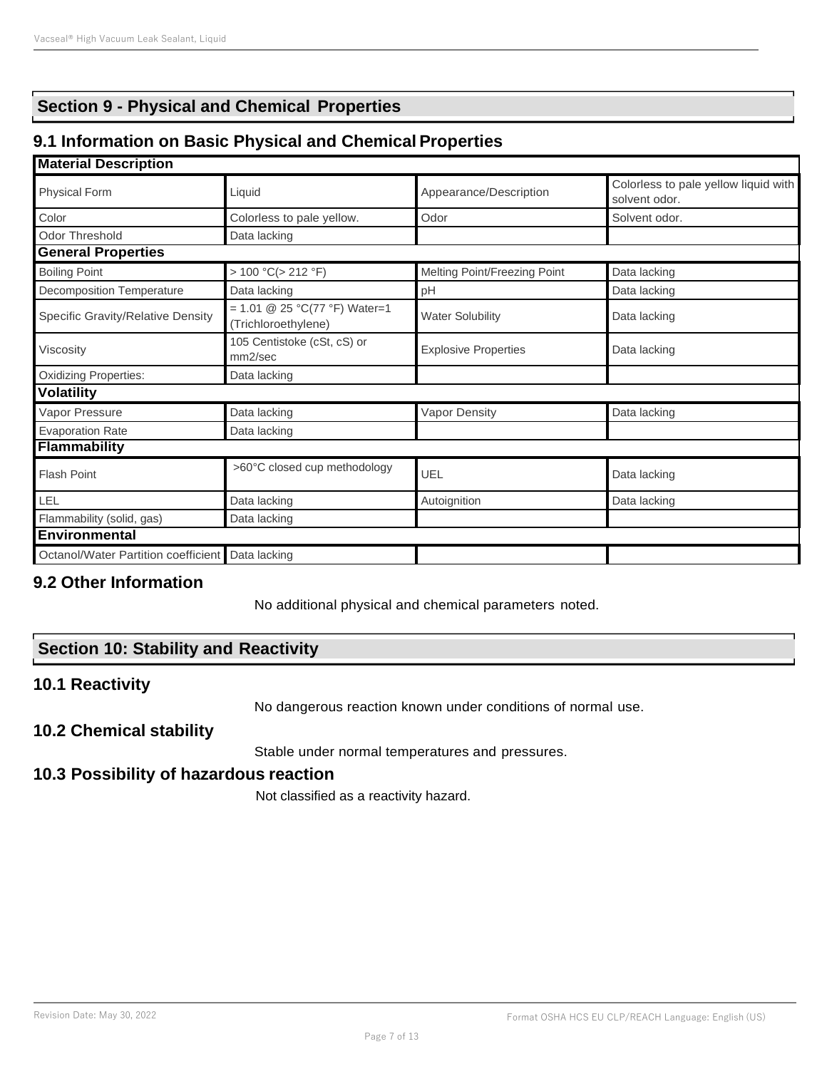## Section 9 - Physical and Chemical Properties

### 9.1 Information on Basic Physical and Chemical Properties

| Material Description | | | |
|---|---|---|---|
| Physical Form | Liquid | Appearance/Description | Colorless to pale yellow liquid with solvent odor. |
| Color | Colorless to pale yellow. | Odor | Solvent odor. |
| Odor Threshold | Data lacking | | |
| **General Properties** | | | |
| Boiling Point | > 100 °C(> 212 °F) | Melting Point/Freezing Point | Data lacking |
| Decomposition Temperature | Data lacking | pH | Data lacking |
| Specific Gravity/Relative Density | = 1.01 @ 25 °C(77 °F) Water=1 (Trichloroethylene) | Water Solubility | Data lacking |
| Viscosity | 105 Centistoke (cSt, cS) or mm2/sec | Explosive Properties | Data lacking |
| Oxidizing Properties: | Data lacking | | |
| **Volatility** | | | |
| Vapor Pressure | Data lacking | Vapor Density | Data lacking |
| Evaporation Rate | Data lacking | | |
| **Flammability** | | | |
| Flash Point | >60°C closed cup methodology | UEL | Data lacking |
| LEL | Data lacking | Autoignition | Data lacking |
| Flammability (solid, gas) | Data lacking | | |
| **Environmental** | | | |
| Octanol/Water Partition coefficient | Data lacking | | |

### 9.2 Other Information

No additional physical and chemical parameters noted.

## Section 10: Stability and Reactivity

### 10.1 Reactivity

No dangerous reaction known under conditions of normal use.

### 10.2 Chemical stability

Stable under normal temperatures and pressures.

### 10.3 Possibility of hazardous reaction

Not classified as a reactivity hazard.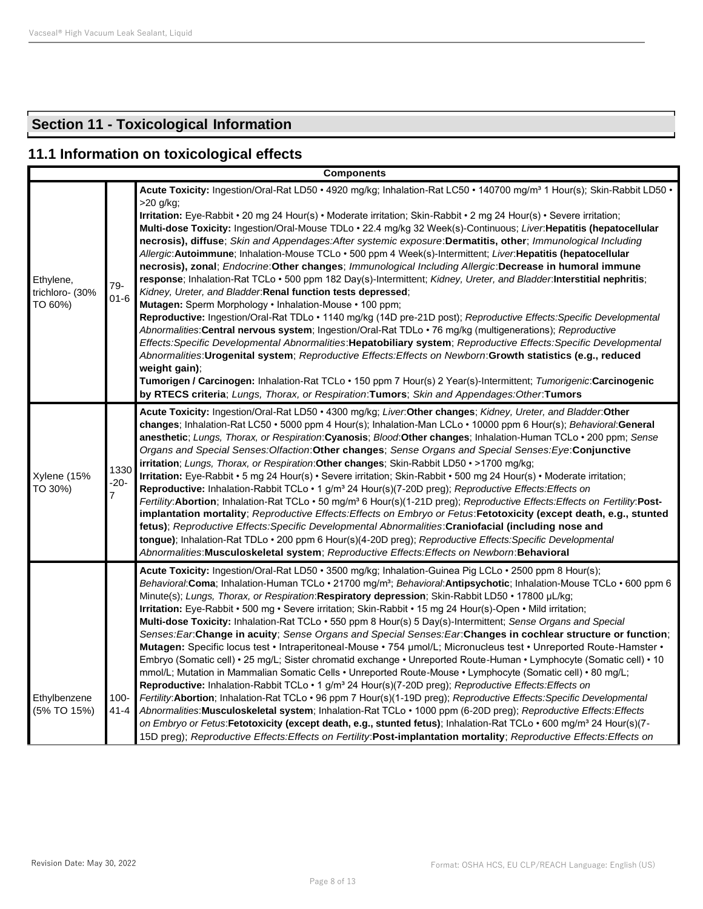## Section 11 - Toxicological Information

## 11.1 Information on toxicological effects

| Components | | |
|---|---|---|
| Ethylene, trichloro- (30% TO 60%) | 79-01-6 | **Acute Toxicity:** Ingestion/Oral-Rat LD50 • 4920 mg/kg; Inhalation-Rat LC50 • 140700 mg/m³ 1 Hour(s); Skin-Rabbit LD50 • >20 g/kg; **Irritation:** Eye-Rabbit • 20 mg 24 Hour(s) • Moderate irritation; Skin-Rabbit • 2 mg 24 Hour(s) • Severe irritation; **Multi-dose Toxicity:** Ingestion/Oral-Mouse TDLo • 22.4 mg/kg 32 Week(s)-Continuous; *Liver*:**Hepatitis (hepatocellular necrosis), diffuse**; *Skin and Appendages:After systemic exposure*:**Dermatitis, other**; *Immunological Including Allergic*:**Autoimmune**; Inhalation-Mouse TCLo • 500 ppm 4 Week(s)-Intermittent; *Liver*:**Hepatitis (hepatocellular necrosis), zonal**; *Endocrine*:**Other changes**; *Immunological Including Allergic*:**Decrease in humoral immune response**; Inhalation-Rat TCLo • 500 ppm 182 Day(s)-Intermittent; *Kidney, Ureter, and Bladder*:**Interstitial nephritis**; *Kidney, Ureter, and Bladder*:**Renal function tests depressed**; **Mutagen:** Sperm Morphology • Inhalation-Mouse • 100 ppm; **Reproductive:** Ingestion/Oral-Rat TDLo • 1140 mg/kg (14D pre-21D post); *Reproductive Effects:Specific Developmental Abnormalities*:**Central nervous system**; Ingestion/Oral-Rat TDLo • 76 mg/kg (multigenerations); *Reproductive Effects:Specific Developmental Abnormalities*:**Hepatobiliary system**; *Reproductive Effects:Specific Developmental Abnormalities*:**Urogenital system**; *Reproductive Effects:Effects on Newborn*:**Growth statistics (e.g., reduced weight gain)**; **Tumorigen / Carcinogen:** Inhalation-Rat TCLo • 150 ppm 7 Hour(s) 2 Year(s)-Intermittent; *Tumorigenic*:**Carcinogenic by RTECS criteria**; *Lungs, Thorax, or Respiration*:**Tumors**; *Skin and Appendages:Other*:**Tumors** |
| Xylene (15% TO 30%) | 1330-20-7 | **Acute Toxicity:** Ingestion/Oral-Rat LD50 • 4300 mg/kg; *Liver*:**Other changes**; *Kidney, Ureter, and Bladder*:**Other changes**; Inhalation-Rat LC50 • 5000 ppm 4 Hour(s); Inhalation-Man LCLo • 10000 ppm 6 Hour(s); *Behavioral*:**General anesthetic**; *Lungs, Thorax, or Respiration*:**Cyanosis**; *Blood*:**Other changes**; Inhalation-Human TCLo • 200 ppm; *Sense Organs and Special Senses:Olfaction*:**Other changes**; *Sense Organs and Special Senses:Eye*:**Conjunctive irritation**; *Lungs, Thorax, or Respiration*:**Other changes**; Skin-Rabbit LD50 • >1700 mg/kg; **Irritation:** Eye-Rabbit • 5 mg 24 Hour(s) • Severe irritation; Skin-Rabbit • 500 mg 24 Hour(s) • Moderate irritation; **Reproductive:** Inhalation-Rabbit TCLo • 1 g/m³ 24 Hour(s)(7-20D preg); *Reproductive Effects:Effects on Fertility*:**Abortion**; Inhalation-Rat TCLo • 50 mg/m³ 6 Hour(s)(1-21D preg); *Reproductive Effects:Effects on Fertility*:**Post-implantation mortality**; *Reproductive Effects:Effects on Embryo or Fetus*:**Fetotoxicity (except death, e.g., stunted fetus)**; *Reproductive Effects:Specific Developmental Abnormalities*:**Craniofacial (including nose and tongue)**; Inhalation-Rat TDLo • 200 ppm 6 Hour(s)(4-20D preg); *Reproductive Effects:Specific Developmental Abnormalities*:**Musculoskeletal system**; *Reproductive Effects:Effects on Newborn*:**Behavioral** |
| Ethylbenzene (5% TO 15%) | 100-41-4 | **Acute Toxicity:** Ingestion/Oral-Rat LD50 • 3500 mg/kg; Inhalation-Guinea Pig LCLo • 2500 ppm 8 Hour(s); *Behavioral*:**Coma**; Inhalation-Human TCLo • 21700 mg/m³; *Behavioral*:**Antipsychotic**; Inhalation-Mouse TCLo • 600 ppm 6 Minute(s); *Lungs, Thorax, or Respiration*:**Respiratory depression**; Skin-Rabbit LD50 • 17800 µL/kg; **Irritation:** Eye-Rabbit • 500 mg • Severe irritation; Skin-Rabbit • 15 mg 24 Hour(s)-Open • Mild irritation; **Multi-dose Toxicity:** Inhalation-Rat TCLo • 550 ppm 8 Hour(s) 5 Day(s)-Intermittent; *Sense Organs and Special Senses:Ear*:**Change in acuity**; *Sense Organs and Special Senses:Ear*:**Changes in cochlear structure or function**; **Mutagen:** Specific locus test • Intraperitoneal-Mouse • 754 µmol/L; Micronucleus test • Unreported Route-Hamster • Embryo (Somatic cell) • 25 mg/L; Sister chromatid exchange • Unreported Route-Human • Lymphocyte (Somatic cell) • 10 mmol/L; Mutation in Mammalian Somatic Cells • Unreported Route-Mouse • Lymphocyte (Somatic cell) • 80 mg/L; **Reproductive:** Inhalation-Rabbit TCLo • 1 g/m³ 24 Hour(s)(7-20D preg); *Reproductive Effects:Effects on Fertility*:**Abortion**; Inhalation-Rat TCLo • 96 ppm 7 Hour(s)(1-19D preg); *Reproductive Effects:Specific Developmental Abnormalities*:**Musculoskeletal system**; Inhalation-Rat TCLo • 1000 ppm (6-20D preg); *Reproductive Effects:Effects on Embryo or Fetus*:**Fetotoxicity (except death, e.g., stunted fetus)**; Inhalation-Rat TCLo • 600 mg/m³ 24 Hour(s)(7-15D preg); *Reproductive Effects:Effects on Fertility*:**Post-implantation mortality**; *Reproductive Effects:Effects on* |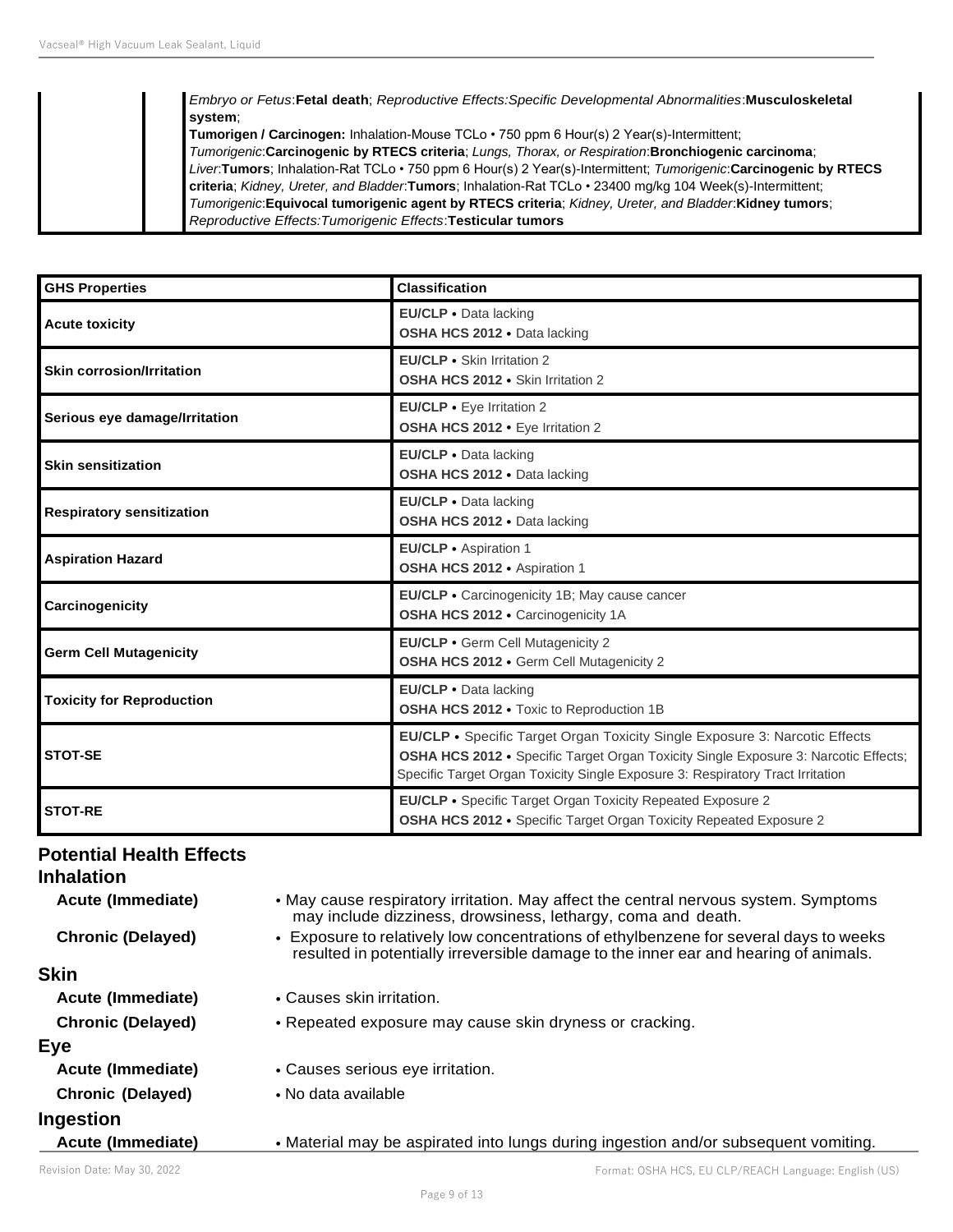| | | *Embryo or Fetus*:**Fetal death**; *Reproductive Effects:Specific Developmental Abnormalities*:**Musculoskeletal system**;<br>**Tumorigen / Carcinogen:** Inhalation-Mouse TCLo • 750 ppm 6 Hour(s) 2 Year(s)-Intermittent; *Tumorigenic*:**Carcinogenic by RTECS criteria**; *Lungs, Thorax, or Respiration*:**Bronchiogenic carcinoma**; *Liver*:**Tumors**; Inhalation-Rat TCLo • 750 ppm 6 Hour(s) 2 Year(s)-Intermittent; *Tumorigenic*:**Carcinogenic by RTECS criteria**; *Kidney, Ureter, and Bladder*:**Tumors**; Inhalation-Rat TCLo • 23400 mg/kg 104 Week(s)-Intermittent; *Tumorigenic*:**Equivocal tumorigenic agent by RTECS criteria**; *Kidney, Ureter, and Bladder*:**Kidney tumors**; *Reproductive Effects:Tumorigenic Effects*:**Testicular tumors** |
|---|---|---|

| GHS Properties | Classification |
|---|---|
| **Acute toxicity** | **EU/CLP** • Data lacking<br>**OSHA HCS 2012** • Data lacking |
| **Skin corrosion/Irritation** | **EU/CLP** • Skin Irritation 2<br>**OSHA HCS 2012** • Skin Irritation 2 |
| **Serious eye damage/Irritation** | **EU/CLP** • Eye Irritation 2<br>**OSHA HCS 2012** • Eye Irritation 2 |
| **Skin sensitization** | **EU/CLP** • Data lacking<br>**OSHA HCS 2012** • Data lacking |
| **Respiratory sensitization** | **EU/CLP** • Data lacking<br>**OSHA HCS 2012** • Data lacking |
| **Aspiration Hazard** | **EU/CLP** • Aspiration 1<br>**OSHA HCS 2012** • Aspiration 1 |
| **Carcinogenicity** | **EU/CLP** • Carcinogenicity 1B; May cause cancer<br>**OSHA HCS 2012** • Carcinogenicity 1A |
| **Germ Cell Mutagenicity** | **EU/CLP** • Germ Cell Mutagenicity 2<br>**OSHA HCS 2012** • Germ Cell Mutagenicity 2 |
| **Toxicity for Reproduction** | **EU/CLP** • Data lacking<br>**OSHA HCS 2012** • Toxic to Reproduction 1B |
| **STOT-SE** | **EU/CLP** • Specific Target Organ Toxicity Single Exposure 3: Narcotic Effects<br>**OSHA HCS 2012** • Specific Target Organ Toxicity Single Exposure 3: Narcotic Effects; Specific Target Organ Toxicity Single Exposure 3: Respiratory Tract Irritation |
| **STOT-RE** | **EU/CLP** • Specific Target Organ Toxicity Repeated Exposure 2<br>**OSHA HCS 2012** • Specific Target Organ Toxicity Repeated Exposure 2 |

## Potential Health Effects

### Inhalation

**Acute (Immediate)**
- May cause respiratory irritation. May affect the central nervous system. Symptoms may include dizziness, drowsiness, lethargy, coma and death.

**Chronic (Delayed)**
- Exposure to relatively low concentrations of ethylbenzene for several days to weeks resulted in potentially irreversible damage to the inner ear and hearing of animals.

### Skin

**Acute (Immediate)**
- Causes skin irritation.

**Chronic (Delayed)**
- Repeated exposure may cause skin dryness or cracking.

### Eye

**Acute (Immediate)**
- Causes serious eye irritation.

**Chronic (Delayed)**
- No data available

### Ingestion

**Acute (Immediate)**
- Material may be aspirated into lungs during ingestion and/or subsequent vomiting.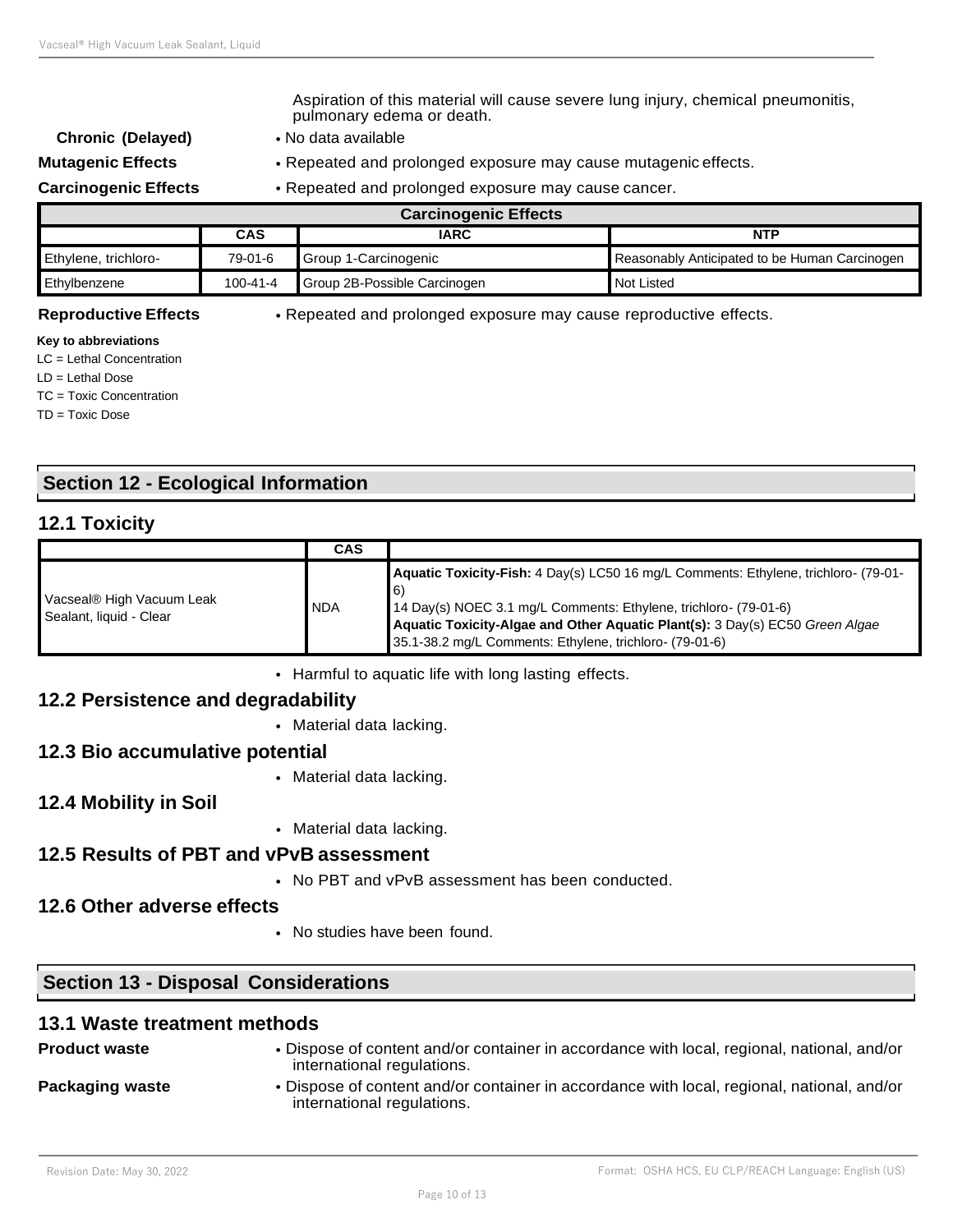Aspiration of this material will cause severe lung injury, chemical pneumonitis, pulmonary edema or death.

**Chronic (Delayed)** • No data available

**Mutagenic Effects** • Repeated and prolonged exposure may cause mutagenic effects.

**Carcinogenic Effects** • Repeated and prolonged exposure may cause cancer.

| Carcinogenic Effects | | | |
|---|---|---|---|
| | **CAS** | **IARC** | **NTP** |
| Ethylene, trichloro- | 79-01-6 | Group 1-Carcinogenic | Reasonably Anticipated to be Human Carcinogen |
| Ethylbenzene | 100-41-4 | Group 2B-Possible Carcinogen | Not Listed |

**Reproductive Effects** • Repeated and prolonged exposure may cause reproductive effects.

**Key to abbreviations**

LC = Lethal Concentration

LD = Lethal Dose

TC = Toxic Concentration

TD = Toxic Dose

## Section 12 - Ecological Information

### 12.1 Toxicity

| | CAS | |
|---|---|---|
| Vacseal® High Vacuum Leak Sealant, liquid - Clear | NDA | **Aquatic Toxicity-Fish:** 4 Day(s) LC50 16 mg/L Comments: Ethylene, trichloro- (79-01-6)<br>14 Day(s) NOEC 3.1 mg/L Comments: Ethylene, trichloro- (79-01-6)<br>**Aquatic Toxicity-Algae and Other Aquatic Plant(s):** 3 Day(s) EC50 *Green Algae* 35.1-38.2 mg/L Comments: Ethylene, trichloro- (79-01-6) |

- Harmful to aquatic life with long lasting effects.

### 12.2 Persistence and degradability

- Material data lacking.

### 12.3 Bio accumulative potential

- Material data lacking.

### 12.4 Mobility in Soil

- Material data lacking.

### 12.5 Results of PBT and vPvB assessment

- No PBT and vPvB assessment has been conducted.

### 12.6 Other adverse effects

- No studies have been found.

## Section 13 - Disposal Considerations

### 13.1 Waste treatment methods

**Product waste** • Dispose of content and/or container in accordance with local, regional, national, and/or international regulations.

**Packaging waste** • Dispose of content and/or container in accordance with local, regional, national, and/or international regulations.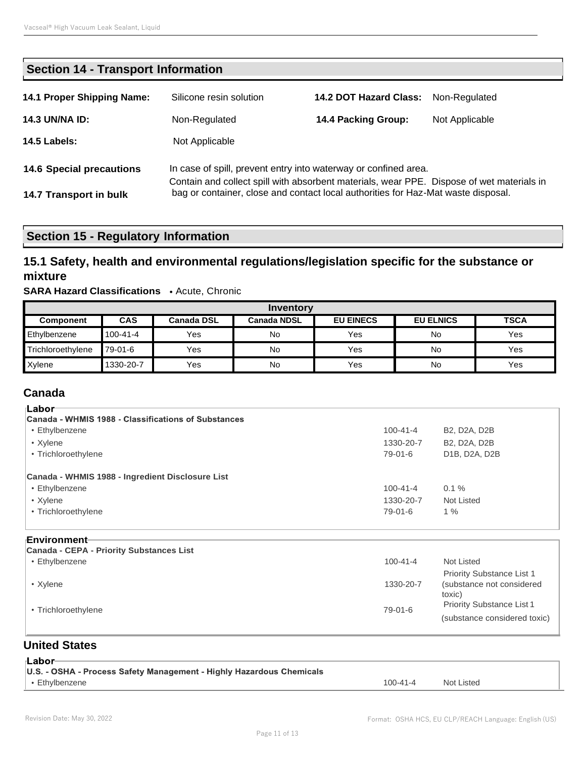## Section 14 - Transport Information

| | | | |
|---|---|---|---|
| **14.1 Proper Shipping Name:** | Silicone resin solution | **14.2 DOT Hazard Class:** | Non-Regulated |
| **14.3 UN/NA ID:** | Non-Regulated | **14.4 Packing Group:** | Not Applicable |
| **14.5 Labels:** | Not Applicable | | |

**14.6 Special precautions**

**14.7 Transport in bulk**

In case of spill, prevent entry into waterway or confined area.
Contain and collect spill with absorbent materials, wear PPE. Dispose of wet materials in bag or container, close and contact local authorities for Haz-Mat waste disposal.

## Section 15 - Regulatory Information

### 15.1 Safety, health and environmental regulations/legislation specific for the substance or mixture

**SARA Hazard Classifications** • Acute, Chronic

| Inventory | | | | | | |
|---|---|---|---|---|---|---|
| **Component** | **CAS** | **Canada DSL** | **Canada NDSL** | **EU EINECS** | **EU ELNICS** | **TSCA** |
| Ethylbenzene | 100-41-4 | Yes | No | Yes | No | Yes |
| Trichloroethylene | 79-01-6 | Yes | No | Yes | No | Yes |
| Xylene | 1330-20-7 | Yes | No | Yes | No | Yes |

### Canada

**Labor**

**Canada - WHMIS 1988 - Classifications of Substances**

| | | |
|---|---|---|
| • Ethylbenzene | 100-41-4 | B2, D2A, D2B |
| • Xylene | 1330-20-7 | B2, D2A, D2B |
| • Trichloroethylene | 79-01-6 | D1B, D2A, D2B |

**Canada - WHMIS 1988 - Ingredient Disclosure List**

| | | |
|---|---|---|
| • Ethylbenzene | 100-41-4 | 0.1 % |
| • Xylene | 1330-20-7 | Not Listed |
| • Trichloroethylene | 79-01-6 | 1 % |

**Environment**

**Canada - CEPA - Priority Substances List**

| | | |
|---|---|---|
| • Ethylbenzene | 100-41-4 | Not Listed |
| • Xylene | 1330-20-7 | Priority Substance List 1 (substance not considered toxic) |
| • Trichloroethylene | 79-01-6 | Priority Substance List 1 (substance considered toxic) |

### United States

**Labor**

**U.S. - OSHA - Process Safety Management - Highly Hazardous Chemicals**

| | | |
|---|---|---|
| • Ethylbenzene | 100-41-4 | Not Listed |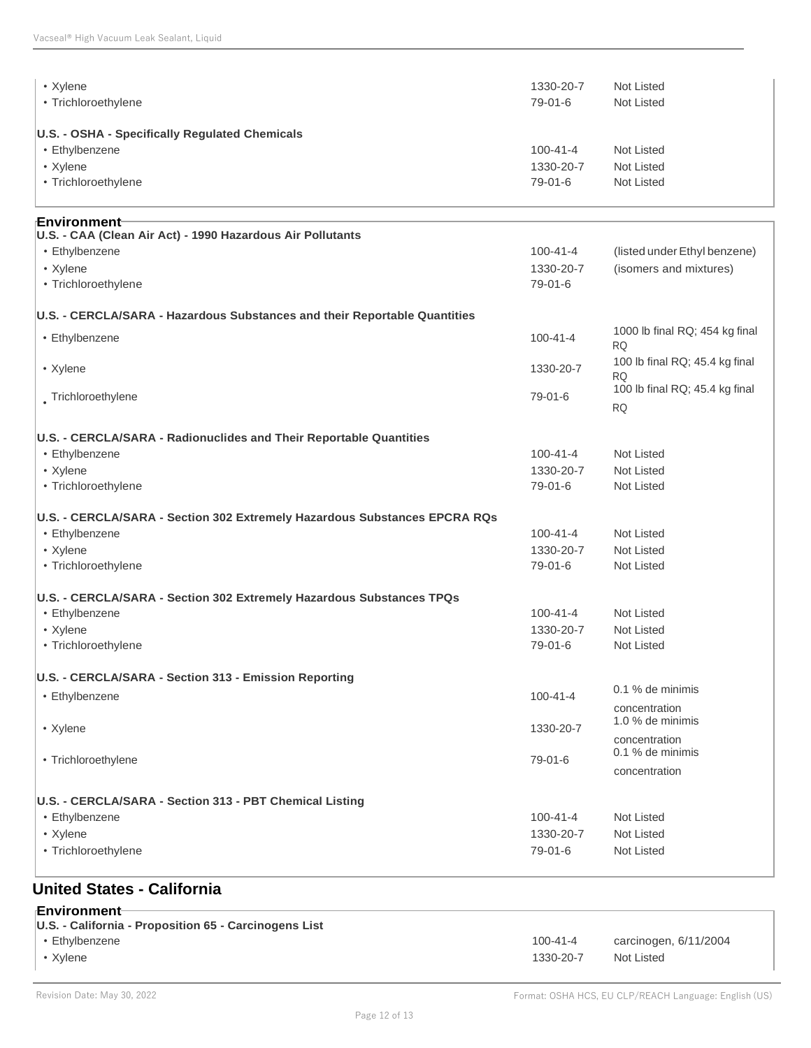| | | |
|---|---|---|
| • Xylene | 1330-20-7 | Not Listed |
| • Trichloroethylene | 79-01-6 | Not Listed |

**U.S. - OSHA - Specifically Regulated Chemicals**

| | | |
|---|---|---|
| • Ethylbenzene | 100-41-4 | Not Listed |
| • Xylene | 1330-20-7 | Not Listed |
| • Trichloroethylene | 79-01-6 | Not Listed |

**Environment**

**U.S. - CAA (Clean Air Act) - 1990 Hazardous Air Pollutants**

| | | |
|---|---|---|
| • Ethylbenzene | 100-41-4 | (listed under Ethyl benzene) |
| • Xylene | 1330-20-7 | (isomers and mixtures) |
| • Trichloroethylene | 79-01-6 | |

**U.S. - CERCLA/SARA - Hazardous Substances and their Reportable Quantities**

| | | |
|---|---|---|
| • Ethylbenzene | 100-41-4 | 1000 lb final RQ; 454 kg final RQ |
| • Xylene | 1330-20-7 | 100 lb final RQ; 45.4 kg final RQ |
| • Trichloroethylene | 79-01-6 | 100 lb final RQ; 45.4 kg final RQ |

**U.S. - CERCLA/SARA - Radionuclides and Their Reportable Quantities**

| | | |
|---|---|---|
| • Ethylbenzene | 100-41-4 | Not Listed |
| • Xylene | 1330-20-7 | Not Listed |
| • Trichloroethylene | 79-01-6 | Not Listed |

**U.S. - CERCLA/SARA - Section 302 Extremely Hazardous Substances EPCRA RQs**

| | | |
|---|---|---|
| • Ethylbenzene | 100-41-4 | Not Listed |
| • Xylene | 1330-20-7 | Not Listed |
| • Trichloroethylene | 79-01-6 | Not Listed |

**U.S. - CERCLA/SARA - Section 302 Extremely Hazardous Substances TPQs**

| | | |
|---|---|---|
| • Ethylbenzene | 100-41-4 | Not Listed |
| • Xylene | 1330-20-7 | Not Listed |
| • Trichloroethylene | 79-01-6 | Not Listed |

**U.S. - CERCLA/SARA - Section 313 - Emission Reporting**

| | | |
|---|---|---|
| • Ethylbenzene | 100-41-4 | 0.1 % de minimis concentration |
| • Xylene | 1330-20-7 | 1.0 % de minimis concentration |
| • Trichloroethylene | 79-01-6 | 0.1 % de minimis concentration |

**U.S. - CERCLA/SARA - Section 313 - PBT Chemical Listing**

| | | |
|---|---|---|
| • Ethylbenzene | 100-41-4 | Not Listed |
| • Xylene | 1330-20-7 | Not Listed |
| • Trichloroethylene | 79-01-6 | Not Listed |

## United States - California

**Environment**

**U.S. - California - Proposition 65 - Carcinogens List**

| | | |
|---|---|---|
| • Ethylbenzene | 100-41-4 | carcinogen, 6/11/2004 |
| • Xylene | 1330-20-7 | Not Listed |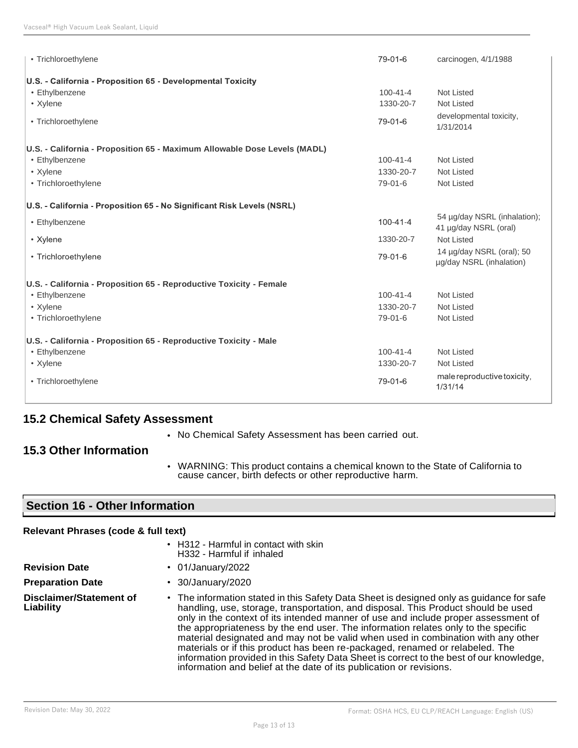| | | |
|---|---|---|
| • Trichloroethylene | 79-01-6 | carcinogen, 4/1/1988 |
| **U.S. - California - Proposition 65 - Developmental Toxicity** | | |
| • Ethylbenzene | 100-41-4 | Not Listed |
| • Xylene | 1330-20-7 | Not Listed |
| • Trichloroethylene | 79-01-6 | developmental toxicity, 1/31/2014 |
| **U.S. - California - Proposition 65 - Maximum Allowable Dose Levels (MADL)** | | |
| • Ethylbenzene | 100-41-4 | Not Listed |
| • Xylene | 1330-20-7 | Not Listed |
| • Trichloroethylene | 79-01-6 | Not Listed |
| **U.S. - California - Proposition 65 - No Significant Risk Levels (NSRL)** | | |
| • Ethylbenzene | 100-41-4 | 54 µg/day NSRL (inhalation); 41 µg/day NSRL (oral) |
| • Xylene | 1330-20-7 | Not Listed |
| • Trichloroethylene | 79-01-6 | 14 µg/day NSRL (oral); 50 µg/day NSRL (inhalation) |
| **U.S. - California - Proposition 65 - Reproductive Toxicity - Female** | | |
| • Ethylbenzene | 100-41-4 | Not Listed |
| • Xylene | 1330-20-7 | Not Listed |
| • Trichloroethylene | 79-01-6 | Not Listed |
| **U.S. - California - Proposition 65 - Reproductive Toxicity - Male** | | |
| • Ethylbenzene | 100-41-4 | Not Listed |
| • Xylene | 1330-20-7 | Not Listed |
| • Trichloroethylene | 79-01-6 | male reproductive toxicity, 1/31/14 |

## 15.2 Chemical Safety Assessment

- No Chemical Safety Assessment has been carried out.

## 15.3 Other Information

- WARNING: This product contains a chemical known to the State of California to cause cancer, birth defects or other reproductive harm.

## Section 16 - Other Information

**Relevant Phrases (code & full text)**

- H312 - Harmful in contact with skin
  H332 - Harmful if inhaled

**Revision Date**

- 01/January/2022

**Preparation Date**

- 30/January/2020

**Disclaimer/Statement of Liability**

- The information stated in this Safety Data Sheet is designed only as guidance for safe handling, use, storage, transportation, and disposal. This Product should be used only in the context of its intended manner of use and include proper assessment of the appropriateness by the end user. The information relates only to the specific material designated and may not be valid when used in combination with any other materials or if this product has been re-packaged, renamed or relabeled. The information provided in this Safety Data Sheet is correct to the best of our knowledge, information and belief at the date of its publication or revisions.